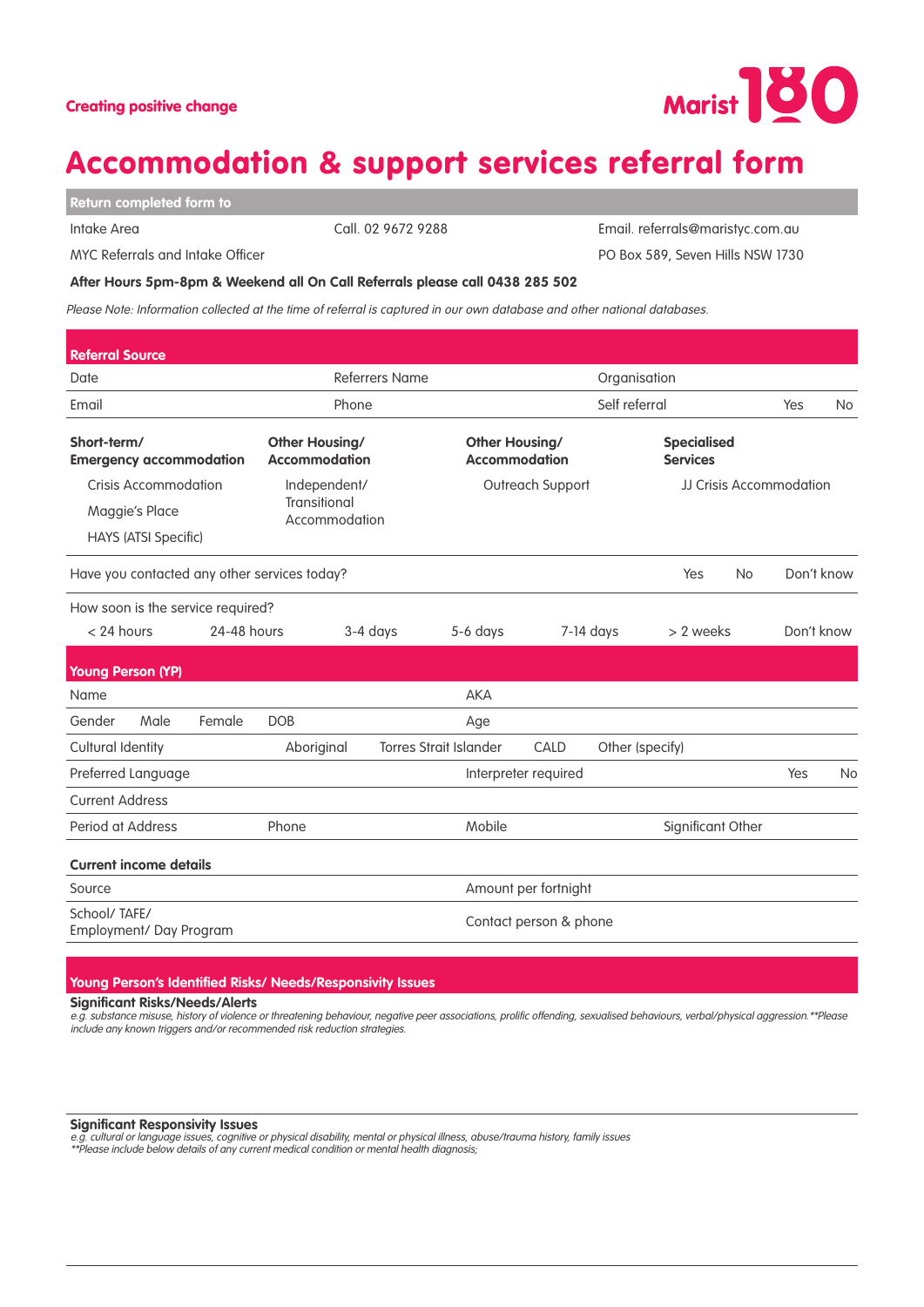**Creating positive change**

Marist 180

# Accommodation & support services referral form

| Return completed form to | | |
|---|---|---|
| Intake Area | Call. 02 9672 9288 | Email. referrals@maristyc.com.au |
| MYC Referrals and Intake Officer | | PO Box 589, Seven Hills NSW 1730 |

**After Hours 5pm-8pm & Weekend all On Call Referrals please call 0438 285 502**

*Please Note: Information collected at the time of referral is captured in our own database and other national databases.*

## Referral Source

| Date | Referrers Name | Organisation | | |
|---|---|---|---|---|
| Email | Phone | Self referral | Yes | No |

| Short-term/ Emergency accommodation | Other Housing/ Accommodation | Other Housing/ Accommodation | Specialised Services |
|---|---|---|---|
| Crisis Accommodation | Independent/ Transitional Accommodation | Outreach Support | JJ Crisis Accommodation |
| Maggie's Place | | | |
| HAYS (ATSI Specific) | | | |

Have you contacted any other services today? Yes No Don't know

How soon is the service required?

< 24 hours | 24-48 hours | 3-4 days | 5-6 days | 7-14 days | > 2 weeks | Don't know

## Young Person (YP)

| Name | | | | AKA | |
|---|---|---|---|---|---|
| Gender | Male | Female | DOB | Age | |
| Cultural Identity | Aboriginal | Torres Strait Islander | CALD | Other (specify) | |
| Preferred Language | | | | Interpreter required | Yes No |
| Current Address | | | | | |
| Period at Address | Phone | | | Mobile | Significant Other |

**Current income details**

| Source | Amount per fortnight |
|---|---|
| School/ TAFE/ Employment/ Day Program | Contact person & phone |

## Young Person's Identified Risks/ Needs/Responsivity Issues

**Significant Risks/Needs/Alerts**

*e.g. substance misuse, history of violence or threatening behaviour, negative peer associations, prolific offending, sexualised behaviours, verbal/physical aggression.**Please include any known triggers and/or recommended risk reduction strategies.*

**Significant Responsivity Issues**

*e.g. cultural or language issues, cognitive or physical disability, mental or physical illness, abuse/trauma history, family issues*
***Please include below details of any current medical condition or mental health diagnosis;*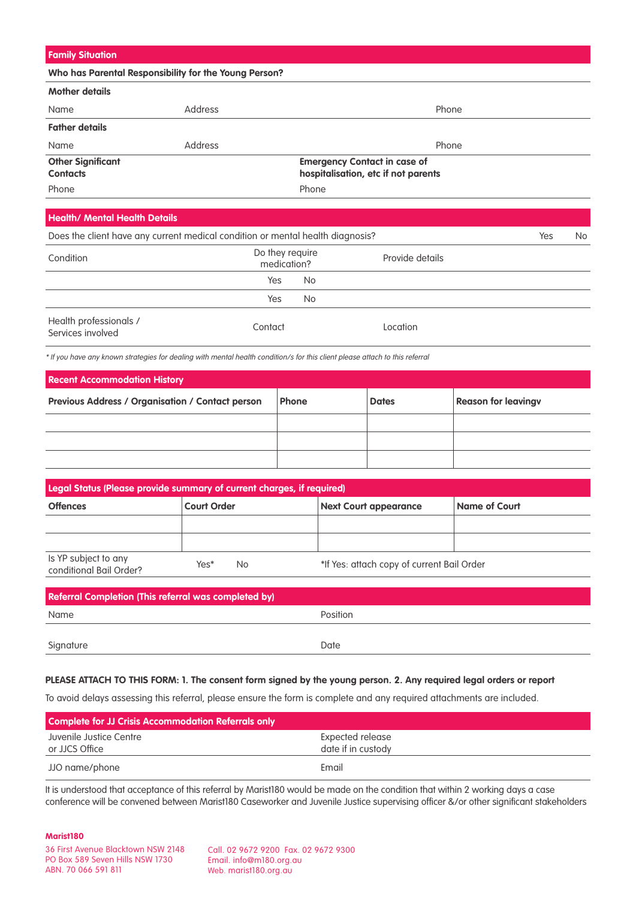## Family Situation

**Who has Parental Responsibility for the Young Person?**

**Mother details**

| | | |
|---|---|---|
| Name | Address | Phone |

**Father details**

| | | |
|---|---|---|
| Name | Address | Phone |

| | |
|---|---|
| **Other Significant Contacts** | **Emergency Contact in case of hospitalisation, etc if not parents** |
| Phone | Phone |

## Health/ Mental Health Details

Does the client have any current medical condition or mental health diagnosis? Yes No

| Condition | Do they require medication? | Provide details |
|---|---|---|
| | Yes No | |
| | Yes No | |

| | | |
|---|---|---|
| Health professionals / Services involved | Contact | Location |

*\* If you have any known strategies for dealing with mental health condition/s for this client please attach to this referral*

## Recent Accommodation History

| Previous Address / Organisation / Contact person | Phone | Dates | Reason for leavingv |
|---|---|---|---|
| | | | |
| | | | |
| | | | |

## Legal Status (Please provide summary of current charges, if required)

| Offences | Court Order | Next Court appearance | Name of Court |
|---|---|---|---|
| | | | |
| | | | |

Is YP subject to any conditional Bail Order? Yes* No *If Yes: attach copy of current Bail Order

## Referral Completion (This referral was completed by)

| | |
|---|---|
| Name | Position |
| Signature | Date |

**PLEASE ATTACH TO THIS FORM: 1. The consent form signed by the young person. 2. Any required legal orders or report**

To avoid delays assessing this referral, please ensure the form is complete and any required attachments are included.

## Complete for JJ Crisis Accommodation Referrals only

| | |
|---|---|
| Juvenile Justice Centre or JJCS Office | Expected release date if in custody |
| JJO name/phone | Email |

It is understood that acceptance of this referral by Marist180 would be made on the condition that within 2 working days a case conference will be convened between Marist180 Caseworker and Juvenile Justice supervising officer &/or other significant stakeholders

**Marist180**

36 First Avenue Blacktown NSW 2148
PO Box 589 Seven Hills NSW 1730
ABN. 70 066 591 811

Call. 02 9672 9200 Fax. 02 9672 9300
Email. info@m180.org.au
Web. marist180.org.au